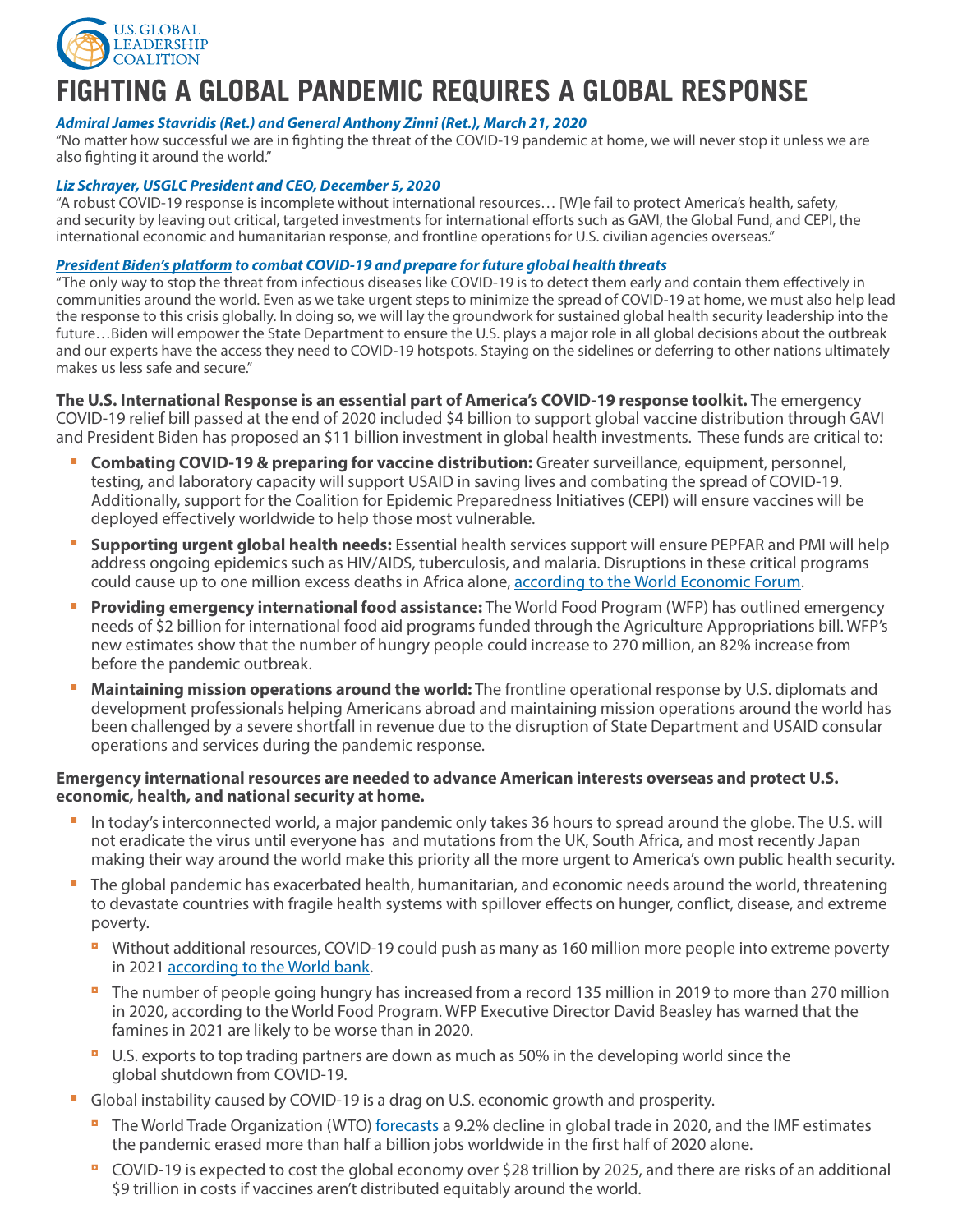U.S. GLOBAL LEADERSHIP COALITION

# FIGHTING A GLOBAL PANDEMIC REQUIRES A GLOBAL RESPONSE

***Admiral James Stavridis (Ret.) and General Anthony Zinni (Ret.), March 21, 2020***

"No matter how successful we are in fighting the threat of the COVID-19 pandemic at home, we will never stop it unless we are also fighting it around the world."

***Liz Schrayer, USGLC President and CEO, December 5, 2020***

"A robust COVID-19 response is incomplete without international resources… [W]e fail to protect America's health, safety, and security by leaving out critical, targeted investments for international efforts such as GAVI, the Global Fund, and CEPI, the international economic and humanitarian response, and frontline operations for U.S. civilian agencies overseas."

***President Biden's platform to combat COVID-19 and prepare for future global health threats***

"The only way to stop the threat from infectious diseases like COVID-19 is to detect them early and contain them effectively in communities around the world. Even as we take urgent steps to minimize the spread of COVID-19 at home, we must also help lead the response to this crisis globally. In doing so, we will lay the groundwork for sustained global health security leadership into the future…Biden will empower the State Department to ensure the U.S. plays a major role in all global decisions about the outbreak and our experts have the access they need to COVID-19 hotspots. Staying on the sidelines or deferring to other nations ultimately makes us less safe and secure."

**The U.S. International Response is an essential part of America's COVID-19 response toolkit.** The emergency COVID-19 relief bill passed at the end of 2020 included $4 billion to support global vaccine distribution through GAVI and President Biden has proposed an $11 billion investment in global health investments. These funds are critical to:

- **Combating COVID-19 & preparing for vaccine distribution:** Greater surveillance, equipment, personnel, testing, and laboratory capacity will support USAID in saving lives and combating the spread of COVID-19. Additionally, support for the Coalition for Epidemic Preparedness Initiatives (CEPI) will ensure vaccines will be deployed effectively worldwide to help those most vulnerable.
- **Supporting urgent global health needs:** Essential health services support will ensure PEPFAR and PMI will help address ongoing epidemics such as HIV/AIDS, tuberculosis, and malaria. Disruptions in these critical programs could cause up to one million excess deaths in Africa alone, according to the World Economic Forum.
- **Providing emergency international food assistance:** The World Food Program (WFP) has outlined emergency needs of $2 billion for international food aid programs funded through the Agriculture Appropriations bill. WFP's new estimates show that the number of hungry people could increase to 270 million, an 82% increase from before the pandemic outbreak.
- **Maintaining mission operations around the world:** The frontline operational response by U.S. diplomats and development professionals helping Americans abroad and maintaining mission operations around the world has been challenged by a severe shortfall in revenue due to the disruption of State Department and USAID consular operations and services during the pandemic response.

**Emergency international resources are needed to advance American interests overseas and protect U.S. economic, health, and national security at home.**

- In today's interconnected world, a major pandemic only takes 36 hours to spread around the globe. The U.S. will not eradicate the virus until everyone has and mutations from the UK, South Africa, and most recently Japan making their way around the world make this priority all the more urgent to America's own public health security.
- The global pandemic has exacerbated health, humanitarian, and economic needs around the world, threatening to devastate countries with fragile health systems with spillover effects on hunger, conflict, disease, and extreme poverty.
  - Without additional resources, COVID-19 could push as many as 160 million more people into extreme poverty in 2021 according to the World bank.
  - The number of people going hungry has increased from a record 135 million in 2019 to more than 270 million in 2020, according to the World Food Program. WFP Executive Director David Beasley has warned that the famines in 2021 are likely to be worse than in 2020.
  - U.S. exports to top trading partners are down as much as 50% in the developing world since the global shutdown from COVID-19.
- Global instability caused by COVID-19 is a drag on U.S. economic growth and prosperity.
  - The World Trade Organization (WTO) forecasts a 9.2% decline in global trade in 2020, and the IMF estimates the pandemic erased more than half a billion jobs worldwide in the first half of 2020 alone.
  - COVID-19 is expected to cost the global economy over $28 trillion by 2025, and there are risks of an additional $9 trillion in costs if vaccines aren't distributed equitably around the world.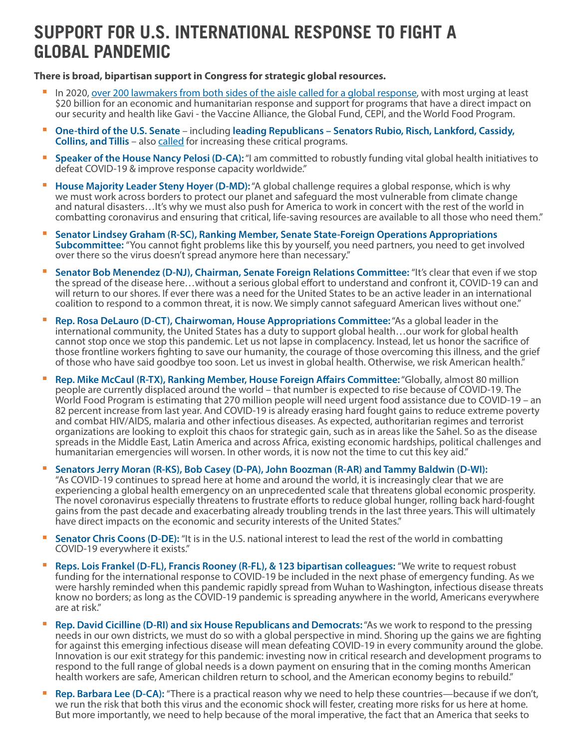# SUPPORT FOR U.S. INTERNATIONAL RESPONSE TO FIGHT A GLOBAL PANDEMIC

**There is broad, bipartisan support in Congress for strategic global resources.**

- In 2020, over 200 lawmakers from both sides of the aisle called for a global response, with most urging at least $20 billion for an economic and humanitarian response and support for programs that have a direct impact on our security and health like Gavi - the Vaccine Alliance, the Global Fund, CEPI, and the World Food Program.
- **One-third of the U.S. Senate** – including **leading Republicans – Senators Rubio, Risch, Lankford, Cassidy, Collins, and Tillis** – also called for increasing these critical programs.
- **Speaker of the House Nancy Pelosi (D-CA):** "I am committed to robustly funding vital global health initiatives to defeat COVID-19 & improve response capacity worldwide."
- **House Majority Leader Steny Hoyer (D-MD):** "A global challenge requires a global response, which is why we must work across borders to protect our planet and safeguard the most vulnerable from climate change and natural disasters…It's why we must also push for America to work in concert with the rest of the world in combatting coronavirus and ensuring that critical, life-saving resources are available to all those who need them."
- **Senator Lindsey Graham (R-SC), Ranking Member, Senate State-Foreign Operations Appropriations Subcommittee:** "You cannot fight problems like this by yourself, you need partners, you need to get involved over there so the virus doesn't spread anymore here than necessary."
- **Senator Bob Menendez (D-NJ), Chairman, Senate Foreign Relations Committee:** "It's clear that even if we stop the spread of the disease here…without a serious global effort to understand and confront it, COVID-19 can and will return to our shores. If ever there was a need for the United States to be an active leader in an international coalition to respond to a common threat, it is now. We simply cannot safeguard American lives without one."
- **Rep. Rosa DeLauro (D-CT), Chairwoman, House Appropriations Committee:** "As a global leader in the international community, the United States has a duty to support global health…our work for global health cannot stop once we stop this pandemic. Let us not lapse in complacency. Instead, let us honor the sacrifice of those frontline workers fighting to save our humanity, the courage of those overcoming this illness, and the grief of those who have said goodbye too soon. Let us invest in global health. Otherwise, we risk American health."
- **Rep. Mike McCaul (R-TX), Ranking Member, House Foreign Affairs Committee:** "Globally, almost 80 million people are currently displaced around the world – that number is expected to rise because of COVID-19. The World Food Program is estimating that 270 million people will need urgent food assistance due to COVID-19 – an 82 percent increase from last year. And COVID-19 is already erasing hard fought gains to reduce extreme poverty and combat HIV/AIDS, malaria and other infectious diseases. As expected, authoritarian regimes and terrorist organizations are looking to exploit this chaos for strategic gain, such as in areas like the Sahel. So as the disease spreads in the Middle East, Latin America and across Africa, existing economic hardships, political challenges and humanitarian emergencies will worsen. In other words, it is now not the time to cut this key aid."
- **Senators Jerry Moran (R-KS), Bob Casey (D-PA), John Boozman (R-AR) and Tammy Baldwin (D-WI):** "As COVID-19 continues to spread here at home and around the world, it is increasingly clear that we are experiencing a global health emergency on an unprecedented scale that threatens global economic prosperity. The novel coronavirus especially threatens to frustrate efforts to reduce global hunger, rolling back hard-fought gains from the past decade and exacerbating already troubling trends in the last three years. This will ultimately have direct impacts on the economic and security interests of the United States."
- **Senator Chris Coons (D-DE):** "It is in the U.S. national interest to lead the rest of the world in combatting COVID-19 everywhere it exists."
- **Reps. Lois Frankel (D-FL), Francis Rooney (R-FL), & 123 bipartisan colleagues:** "We write to request robust funding for the international response to COVID-19 be included in the next phase of emergency funding. As we were harshly reminded when this pandemic rapidly spread from Wuhan to Washington, infectious disease threats know no borders; as long as the COVID-19 pandemic is spreading anywhere in the world, Americans everywhere are at risk."
- **Rep. David Cicilline (D-RI) and six House Republicans and Democrats:** "As we work to respond to the pressing needs in our own districts, we must do so with a global perspective in mind. Shoring up the gains we are fighting for against this emerging infectious disease will mean defeating COVID-19 in every community around the globe. Innovation is our exit strategy for this pandemic: investing now in critical research and development programs to respond to the full range of global needs is a down payment on ensuring that in the coming months American health workers are safe, American children return to school, and the American economy begins to rebuild."
- **Rep. Barbara Lee (D-CA):** "There is a practical reason why we need to help these countries—because if we don't, we run the risk that both this virus and the economic shock will fester, creating more risks for us here at home. But more importantly, we need to help because of the moral imperative, the fact that an America that seeks to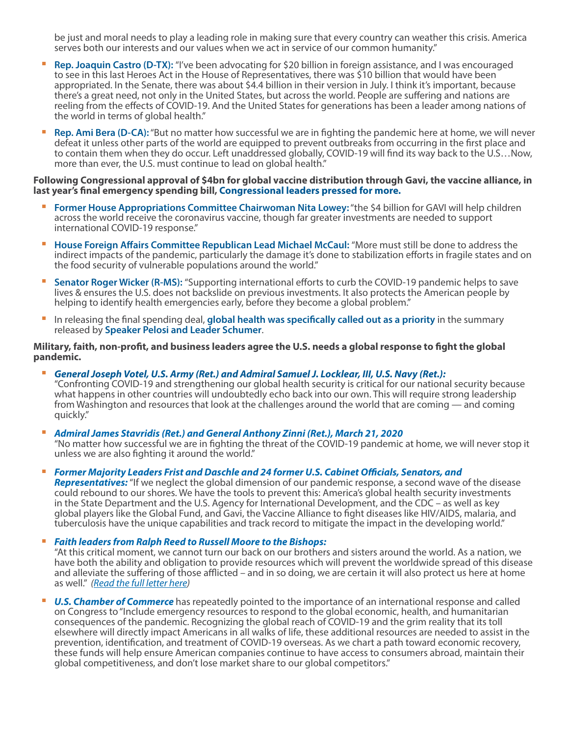be just and moral needs to play a leading role in making sure that every country can weather this crisis. America serves both our interests and our values when we act in service of our common humanity."

- **Rep. Joaquin Castro (D-TX):** "I've been advocating for $20 billion in foreign assistance, and I was encouraged to see in this last Heroes Act in the House of Representatives, there was $10 billion that would have been appropriated. In the Senate, there was about $4.4 billion in their version in July. I think it's important, because there's a great need, not only in the United States, but across the world. People are suffering and nations are reeling from the effects of COVID-19. And the United States for generations has been a leader among nations of the world in terms of global health."
- **Rep. Ami Bera (D-CA):** "But no matter how successful we are in fighting the pandemic here at home, we will never defeat it unless other parts of the world are equipped to prevent outbreaks from occurring in the first place and to contain them when they do occur. Left unaddressed globally, COVID-19 will find its way back to the U.S…Now, more than ever, the U.S. must continue to lead on global health."

**Following Congressional approval of $4bn for global vaccine distribution through Gavi, the vaccine alliance, in last year's final emergency spending bill, Congressional leaders pressed for more.**

- **Former House Appropriations Committee Chairwoman Nita Lowey:** "the $4 billion for GAVI will help children across the world receive the coronavirus vaccine, though far greater investments are needed to support international COVID-19 response."
- **House Foreign Affairs Committee Republican Lead Michael McCaul:** "More must still be done to address the indirect impacts of the pandemic, particularly the damage it's done to stabilization efforts in fragile states and on the food security of vulnerable populations around the world."
- **Senator Roger Wicker (R-MS):** "Supporting international efforts to curb the COVID-19 pandemic helps to save lives & ensures the U.S. does not backslide on previous investments. It also protects the American people by helping to identify health emergencies early, before they become a global problem."
- In releasing the final spending deal, **global health was specifically called out as a priority** in the summary released by **Speaker Pelosi and Leader Schumer**.

**Military, faith, non-profit, and business leaders agree the U.S. needs a global response to fight the global pandemic.**

- ***General Joseph Votel, U.S. Army (Ret.) and Admiral Samuel J. Locklear, III, U.S. Navy (Ret.):*** "Confronting COVID-19 and strengthening our global health security is critical for our national security because what happens in other countries will undoubtedly echo back into our own. This will require strong leadership from Washington and resources that look at the challenges around the world that are coming — and coming quickly."
- ***Admiral James Stavridis (Ret.) and General Anthony Zinni (Ret.), March 21, 2020*** "No matter how successful we are in fighting the threat of the COVID-19 pandemic at home, we will never stop it unless we are also fighting it around the world."
- ***Former Majority Leaders Frist and Daschle and 24 former U.S. Cabinet Officials, Senators, and Representatives:*** "If we neglect the global dimension of our pandemic response, a second wave of the disease could rebound to our shores. We have the tools to prevent this: America's global health security investments in the State Department and the U.S. Agency for International Development, and the CDC – as well as key global players like the Global Fund, and Gavi, the Vaccine Alliance to fight diseases like HIV/AIDS, malaria, and tuberculosis have the unique capabilities and track record to mitigate the impact in the developing world."
- ***Faith leaders from Ralph Reed to Russell Moore to the Bishops:*** "At this critical moment, we cannot turn our back on our brothers and sisters around the world. As a nation, we have both the ability and obligation to provide resources which will prevent the worldwide spread of this disease and alleviate the suffering of those afflicted – and in so doing, we are certain it will also protect us here at home as well." *(Read the full letter here)*
- ***U.S. Chamber of Commerce*** has repeatedly pointed to the importance of an international response and called on Congress to "Include emergency resources to respond to the global economic, health, and humanitarian consequences of the pandemic. Recognizing the global reach of COVID-19 and the grim reality that its toll elsewhere will directly impact Americans in all walks of life, these additional resources are needed to assist in the prevention, identification, and treatment of COVID-19 overseas. As we chart a path toward economic recovery, these funds will help ensure American companies continue to have access to consumers abroad, maintain their global competitiveness, and don't lose market share to our global competitors."